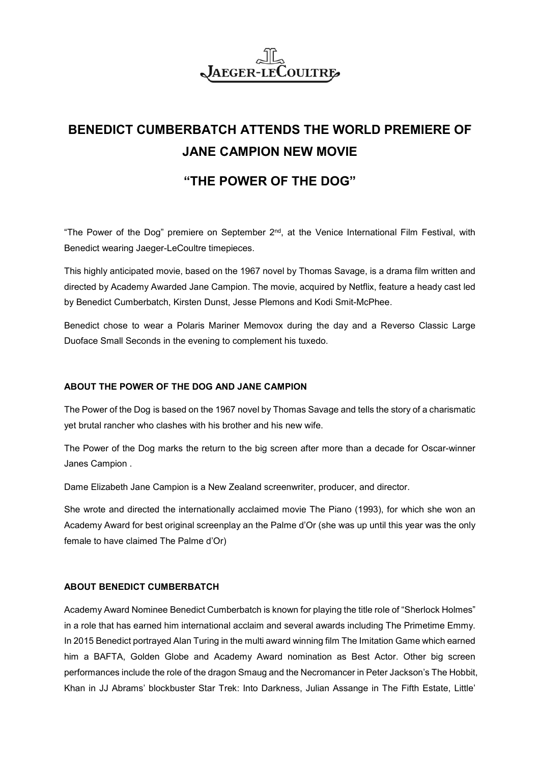# BENEDICT CUMBERBATCH ATTENDS THE WORLD PREMIERE OF JANE CAMPION NEW MOVIE

## "THE POWER OF THE DOG"

"The Power of the Dog" premiere on September 2nd, at the Venice International Film Festival, with Benedict wearing Jaeger-LeCoultre timepieces.

This highly anticipated movie, based on the 1967 novel by Thomas Savage, is a drama film written and directed by Academy Awarded Jane Campion. The movie, acquired by Netflix, feature a heady cast led by Benedict Cumberbatch, Kirsten Dunst, Jesse Plemons and Kodi Smit-McPhee.

Benedict chose to wear a Polaris Mariner Memovox during the day and a Reverso Classic Large Duoface Small Seconds in the evening to complement his tuxedo.

### ABOUT THE POWER OF THE DOG AND JANE CAMPION

The Power of the Dog is based on the 1967 novel by Thomas Savage and tells the story of a charismatic yet brutal rancher who clashes with his brother and his new wife.

The Power of the Dog marks the return to the big screen after more than a decade for Oscar-winner Janes Campion .

Dame Elizabeth Jane Campion is a New Zealand screenwriter, producer, and director.

She wrote and directed the internationally acclaimed movie The Piano (1993), for which she won an Academy Award for best original screenplay an the Palme d'Or (she was up until this year was the only female to have claimed The Palme d'Or)

### ABOUT BENEDICT CUMBERBATCH

Academy Award Nominee Benedict Cumberbatch is known for playing the title role of "Sherlock Holmes" in a role that has earned him international acclaim and several awards including The Primetime Emmy. In 2015 Benedict portrayed Alan Turing in the multi award winning film The Imitation Game which earned him a BAFTA, Golden Globe and Academy Award nomination as Best Actor. Other big screen performances include the role of the dragon Smaug and the Necromancer in Peter Jackson's The Hobbit, Khan in JJ Abrams' blockbuster Star Trek: Into Darkness, Julian Assange in The Fifth Estate, Little'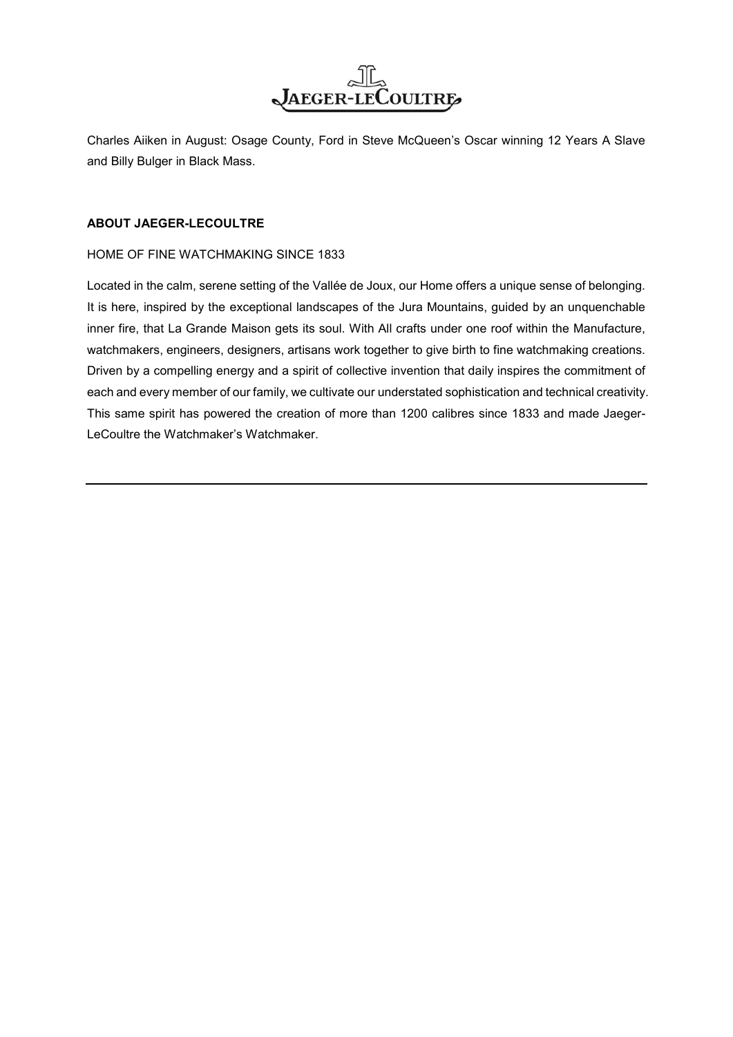Charles Aiiken in August: Osage County, Ford in Steve McQueen's Oscar winning 12 Years A Slave and Billy Bulger in Black Mass.

**ABOUT JAEGER-LECOULTRE**

HOME OF FINE WATCHMAKING SINCE 1833

Located in the calm, serene setting of the Vallée de Joux, our Home offers a unique sense of belonging. It is here, inspired by the exceptional landscapes of the Jura Mountains, guided by an unquenchable inner fire, that La Grande Maison gets its soul. With All crafts under one roof within the Manufacture, watchmakers, engineers, designers, artisans work together to give birth to fine watchmaking creations. Driven by a compelling energy and a spirit of collective invention that daily inspires the commitment of each and every member of our family, we cultivate our understated sophistication and technical creativity. This same spirit has powered the creation of more than 1200 calibres since 1833 and made Jaeger-LeCoultre the Watchmaker's Watchmaker.